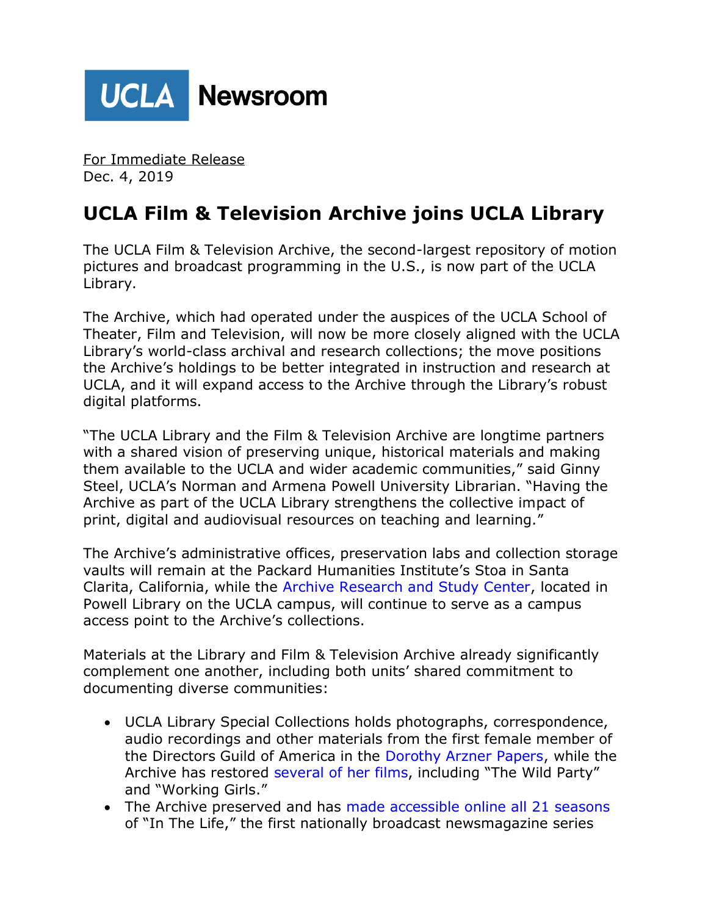UCLA Newsroom

For Immediate Release
Dec. 4, 2019

# UCLA Film & Television Archive joins UCLA Library

The UCLA Film & Television Archive, the second-largest repository of motion pictures and broadcast programming in the U.S., is now part of the UCLA Library.

The Archive, which had operated under the auspices of the UCLA School of Theater, Film and Television, will now be more closely aligned with the UCLA Library's world-class archival and research collections; the move positions the Archive's holdings to be better integrated in instruction and research at UCLA, and it will expand access to the Archive through the Library's robust digital platforms.

"The UCLA Library and the Film & Television Archive are longtime partners with a shared vision of preserving unique, historical materials and making them available to the UCLA and wider academic communities," said Ginny Steel, UCLA's Norman and Armena Powell University Librarian. "Having the Archive as part of the UCLA Library strengthens the collective impact of print, digital and audiovisual resources on teaching and learning."

The Archive's administrative offices, preservation labs and collection storage vaults will remain at the Packard Humanities Institute's Stoa in Santa Clarita, California, while the Archive Research and Study Center, located in Powell Library on the UCLA campus, will continue to serve as a campus access point to the Archive's collections.

Materials at the Library and Film & Television Archive already significantly complement one another, including both units' shared commitment to documenting diverse communities:

- UCLA Library Special Collections holds photographs, correspondence, audio recordings and other materials from the first female member of the Directors Guild of America in the Dorothy Arzner Papers, while the Archive has restored several of her films, including "The Wild Party" and "Working Girls."
- The Archive preserved and has made accessible online all 21 seasons of "In The Life," the first nationally broadcast newsmagazine series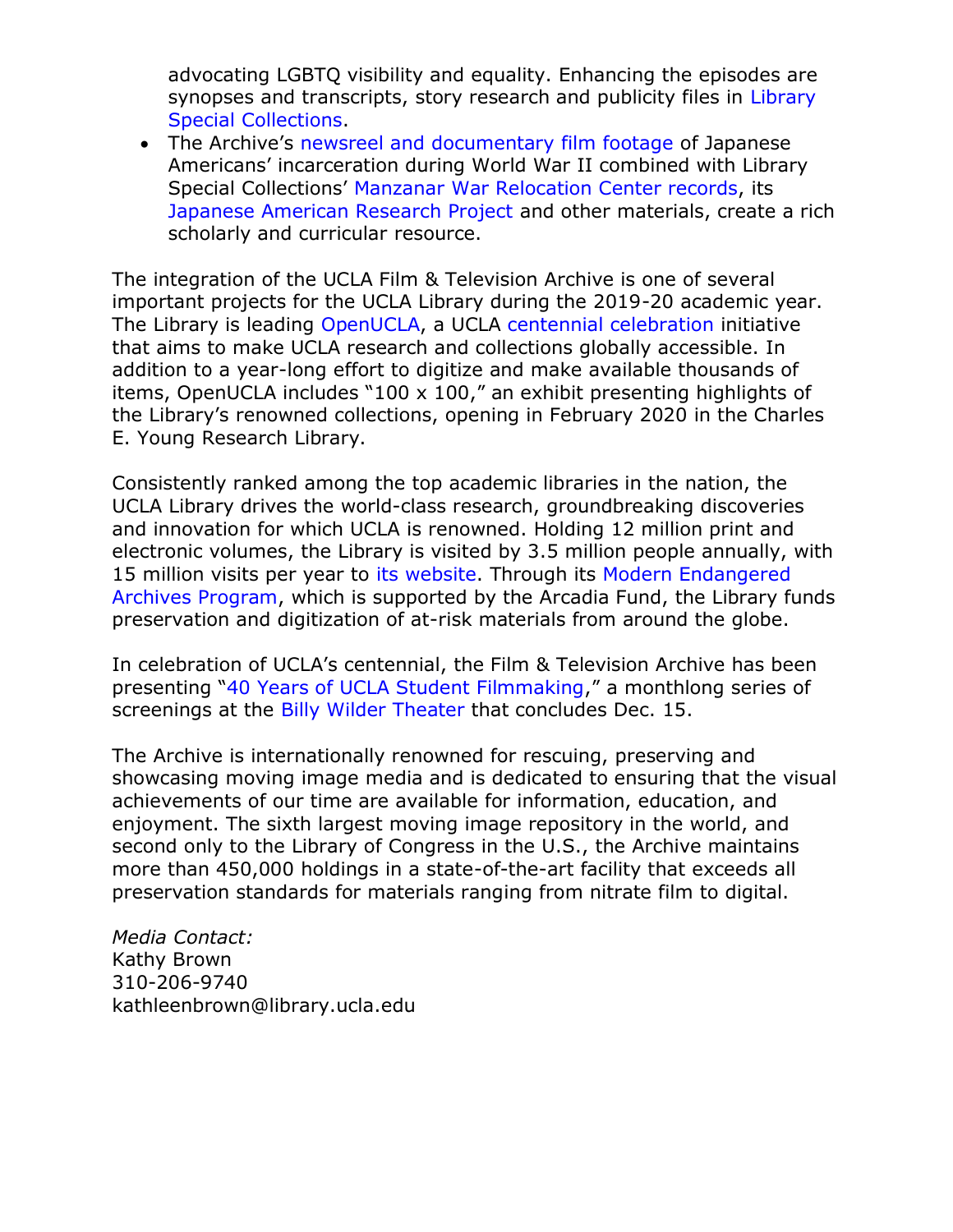advocating LGBTQ visibility and equality. Enhancing the episodes are synopses and transcripts, story research and publicity files in Library Special Collections.

- The Archive's newsreel and documentary film footage of Japanese Americans' incarceration during World War II combined with Library Special Collections' Manzanar War Relocation Center records, its Japanese American Research Project and other materials, create a rich scholarly and curricular resource.

The integration of the UCLA Film & Television Archive is one of several important projects for the UCLA Library during the 2019-20 academic year. The Library is leading OpenUCLA, a UCLA centennial celebration initiative that aims to make UCLA research and collections globally accessible. In addition to a year-long effort to digitize and make available thousands of items, OpenUCLA includes "100 x 100," an exhibit presenting highlights of the Library's renowned collections, opening in February 2020 in the Charles E. Young Research Library.

Consistently ranked among the top academic libraries in the nation, the UCLA Library drives the world-class research, groundbreaking discoveries and innovation for which UCLA is renowned. Holding 12 million print and electronic volumes, the Library is visited by 3.5 million people annually, with 15 million visits per year to its website. Through its Modern Endangered Archives Program, which is supported by the Arcadia Fund, the Library funds preservation and digitization of at-risk materials from around the globe.

In celebration of UCLA's centennial, the Film & Television Archive has been presenting "40 Years of UCLA Student Filmmaking," a monthlong series of screenings at the Billy Wilder Theater that concludes Dec. 15.

The Archive is internationally renowned for rescuing, preserving and showcasing moving image media and is dedicated to ensuring that the visual achievements of our time are available for information, education, and enjoyment. The sixth largest moving image repository in the world, and second only to the Library of Congress in the U.S., the Archive maintains more than 450,000 holdings in a state-of-the-art facility that exceeds all preservation standards for materials ranging from nitrate film to digital.

*Media Contact:*
Kathy Brown
310-206-9740
kathleenbrown@library.ucla.edu